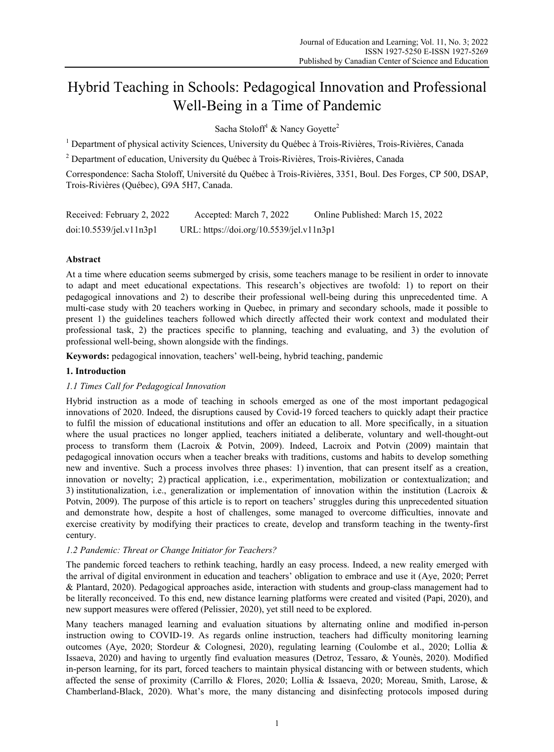# Hybrid Teaching in Schools: Pedagogical Innovation and Professional Well-Being in a Time of Pandemic

Sacha Stoloff[1] & Nancy Goyette[2]

[1] Department of physical activity Sciences, University du Québec à Trois-Rivières, Trois-Rivières, Canada

[2] Department of education, University du Québec à Trois-Rivières, Trois-Rivières, Canada

Correspondence: Sacha Stoloff, Université du Québec à Trois-Rivières, 3351, Boul. Des Forges, CP 500, DSAP, Trois-Rivières (Québec), G9A 5H7, Canada.

Received: February 2, 2022 Accepted: March 7, 2022 Online Published: March 15, 2022

doi:10.5539/jel.v11n3p1 URL: https://doi.org/10.5539/jel.v11n3p1

## Abstract

At a time where education seems submerged by crisis, some teachers manage to be resilient in order to innovate to adapt and meet educational expectations. This research's objectives are twofold: 1) to report on their pedagogical innovations and 2) to describe their professional well-being during this unprecedented time. A multi-case study with 20 teachers working in Quebec, in primary and secondary schools, made it possible to present 1) the guidelines teachers followed which directly affected their work context and modulated their professional task, 2) the practices specific to planning, teaching and evaluating, and 3) the evolution of professional well-being, shown alongside with the findings.

**Keywords:** pedagogical innovation, teachers' well-being, hybrid teaching, pandemic

## 1. Introduction

### *1.1 Times Call for Pedagogical Innovation*

Hybrid instruction as a mode of teaching in schools emerged as one of the most important pedagogical innovations of 2020. Indeed, the disruptions caused by Covid-19 forced teachers to quickly adapt their practice to fulfil the mission of educational institutions and offer an education to all. More specifically, in a situation where the usual practices no longer applied, teachers initiated a deliberate, voluntary and well-thought-out process to transform them (Lacroix & Potvin, 2009). Indeed, Lacroix and Potvin (2009) maintain that pedagogical innovation occurs when a teacher breaks with traditions, customs and habits to develop something new and inventive. Such a process involves three phases: 1) invention, that can present itself as a creation, innovation or novelty; 2) practical application, i.e., experimentation, mobilization or contextualization; and 3) institutionalization, i.e., generalization or implementation of innovation within the institution (Lacroix & Potvin, 2009). The purpose of this article is to report on teachers' struggles during this unprecedented situation and demonstrate how, despite a host of challenges, some managed to overcome difficulties, innovate and exercise creativity by modifying their practices to create, develop and transform teaching in the twenty-first century.

### *1.2 Pandemic: Threat or Change Initiator for Teachers?*

The pandemic forced teachers to rethink teaching, hardly an easy process. Indeed, a new reality emerged with the arrival of digital environment in education and teachers' obligation to embrace and use it (Aye, 2020; Perret & Plantard, 2020). Pedagogical approaches aside, interaction with students and group-class management had to be literally reconceived. To this end, new distance learning platforms were created and visited (Papi, 2020), and new support measures were offered (Pelissier, 2020), yet still need to be explored.

Many teachers managed learning and evaluation situations by alternating online and modified in-person instruction owing to COVID-19. As regards online instruction, teachers had difficulty monitoring learning outcomes (Aye, 2020; Stordeur & Colognesi, 2020), regulating learning (Coulombe et al., 2020; Lollia & Issaeva, 2020) and having to urgently find evaluation measures (Detroz, Tessaro, & Younès, 2020). Modified in-person learning, for its part, forced teachers to maintain physical distancing with or between students, which affected the sense of proximity (Carrillo & Flores, 2020; Lollia & Issaeva, 2020; Moreau, Smith, Larose, & Chamberland-Black, 2020). What's more, the many distancing and disinfecting protocols imposed during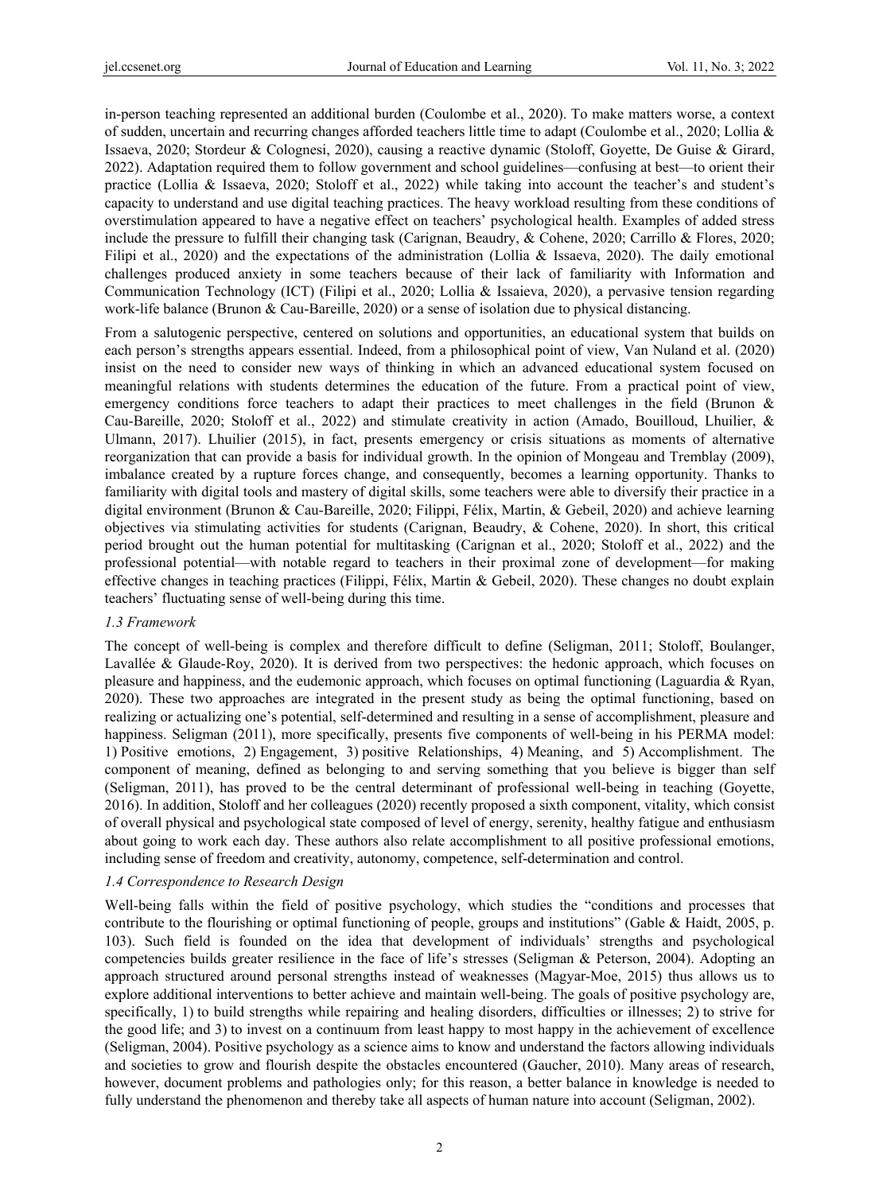in-person teaching represented an additional burden (Coulombe et al., 2020). To make matters worse, a context of sudden, uncertain and recurring changes afforded teachers little time to adapt (Coulombe et al., 2020; Lollia & Issaeva, 2020; Stordeur & Colognesi, 2020), causing a reactive dynamic (Stoloff, Goyette, De Guise & Girard, 2022). Adaptation required them to follow government and school guidelines—confusing at best—to orient their practice (Lollia & Issaeva, 2020; Stoloff et al., 2022) while taking into account the teacher's and student's capacity to understand and use digital teaching practices. The heavy workload resulting from these conditions of overstimulation appeared to have a negative effect on teachers' psychological health. Examples of added stress include the pressure to fulfill their changing task (Carignan, Beaudry, & Cohene, 2020; Carrillo & Flores, 2020; Filipi et al., 2020) and the expectations of the administration (Lollia & Issaeva, 2020). The daily emotional challenges produced anxiety in some teachers because of their lack of familiarity with Information and Communication Technology (ICT) (Filipi et al., 2020; Lollia & Issaieva, 2020), a pervasive tension regarding work-life balance (Brunon & Cau-Bareille, 2020) or a sense of isolation due to physical distancing.

From a salutogenic perspective, centered on solutions and opportunities, an educational system that builds on each person's strengths appears essential. Indeed, from a philosophical point of view, Van Nuland et al. (2020) insist on the need to consider new ways of thinking in which an advanced educational system focused on meaningful relations with students determines the education of the future. From a practical point of view, emergency conditions force teachers to adapt their practices to meet challenges in the field (Brunon & Cau-Bareille, 2020; Stoloff et al., 2022) and stimulate creativity in action (Amado, Bouilloud, Lhuilier, & Ulmann, 2017). Lhuilier (2015), in fact, presents emergency or crisis situations as moments of alternative reorganization that can provide a basis for individual growth. In the opinion of Mongeau and Tremblay (2009), imbalance created by a rupture forces change, and consequently, becomes a learning opportunity. Thanks to familiarity with digital tools and mastery of digital skills, some teachers were able to diversify their practice in a digital environment (Brunon & Cau-Bareille, 2020; Filippi, Félix, Martin, & Gebeil, 2020) and achieve learning objectives via stimulating activities for students (Carignan, Beaudry, & Cohene, 2020). In short, this critical period brought out the human potential for multitasking (Carignan et al., 2020; Stoloff et al., 2022) and the professional potential—with notable regard to teachers in their proximal zone of development—for making effective changes in teaching practices (Filippi, Félix, Martin & Gebeil, 2020). These changes no doubt explain teachers' fluctuating sense of well-being during this time.

### *1.3 Framework*

The concept of well-being is complex and therefore difficult to define (Seligman, 2011; Stoloff, Boulanger, Lavallée & Glaude-Roy, 2020). It is derived from two perspectives: the hedonic approach, which focuses on pleasure and happiness, and the eudemonic approach, which focuses on optimal functioning (Laguardia & Ryan, 2020). These two approaches are integrated in the present study as being the optimal functioning, based on realizing or actualizing one's potential, self-determined and resulting in a sense of accomplishment, pleasure and happiness. Seligman (2011), more specifically, presents five components of well-being in his PERMA model: 1) Positive emotions, 2) Engagement, 3) positive Relationships, 4) Meaning, and 5) Accomplishment. The component of meaning, defined as belonging to and serving something that you believe is bigger than self (Seligman, 2011), has proved to be the central determinant of professional well-being in teaching (Goyette, 2016). In addition, Stoloff and her colleagues (2020) recently proposed a sixth component, vitality, which consist of overall physical and psychological state composed of level of energy, serenity, healthy fatigue and enthusiasm about going to work each day. These authors also relate accomplishment to all positive professional emotions, including sense of freedom and creativity, autonomy, competence, self-determination and control.

### *1.4 Correspondence to Research Design*

Well-being falls within the field of positive psychology, which studies the "conditions and processes that contribute to the flourishing or optimal functioning of people, groups and institutions" (Gable & Haidt, 2005, p. 103). Such field is founded on the idea that development of individuals' strengths and psychological competencies builds greater resilience in the face of life's stresses (Seligman & Peterson, 2004). Adopting an approach structured around personal strengths instead of weaknesses (Magyar-Moe, 2015) thus allows us to explore additional interventions to better achieve and maintain well-being. The goals of positive psychology are, specifically, 1) to build strengths while repairing and healing disorders, difficulties or illnesses; 2) to strive for the good life; and 3) to invest on a continuum from least happy to most happy in the achievement of excellence (Seligman, 2004). Positive psychology as a science aims to know and understand the factors allowing individuals and societies to grow and flourish despite the obstacles encountered (Gaucher, 2010). Many areas of research, however, document problems and pathologies only; for this reason, a better balance in knowledge is needed to fully understand the phenomenon and thereby take all aspects of human nature into account (Seligman, 2002).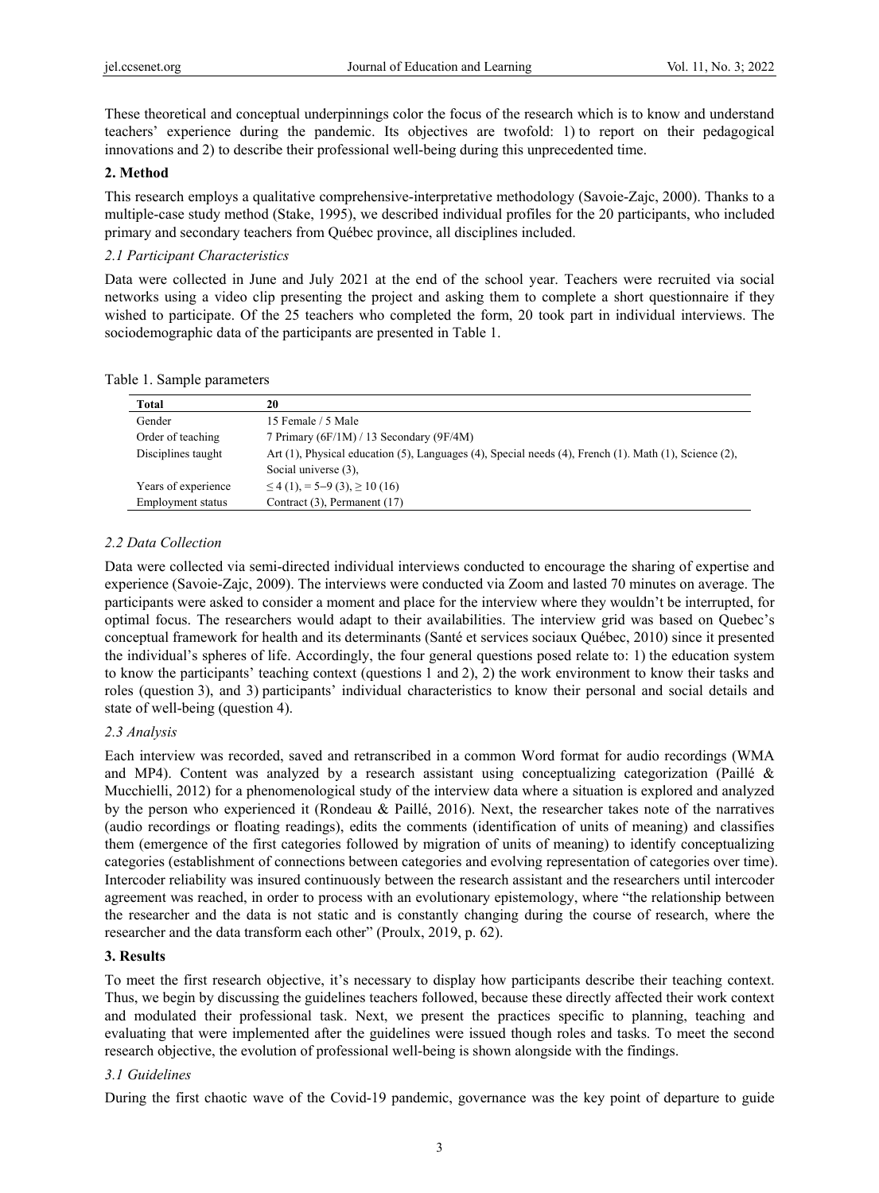These theoretical and conceptual underpinnings color the focus of the research which is to know and understand teachers' experience during the pandemic. Its objectives are twofold: 1) to report on their pedagogical innovations and 2) to describe their professional well-being during this unprecedented time.

## 2. Method

This research employs a qualitative comprehensive-interpretative methodology (Savoie-Zajc, 2000). Thanks to a multiple-case study method (Stake, 1995), we described individual profiles for the 20 participants, who included primary and secondary teachers from Québec province, all disciplines included.

### *2.1 Participant Characteristics*

Data were collected in June and July 2021 at the end of the school year. Teachers were recruited via social networks using a video clip presenting the project and asking them to complete a short questionnaire if they wished to participate. Of the 25 teachers who completed the form, 20 took part in individual interviews. The sociodemographic data of the participants are presented in Table 1.

Table 1. Sample parameters

| **Total** | **20** |
|---|---|
| Gender | 15 Female / 5 Male |
| Order of teaching | 7 Primary (6F/1M) / 13 Secondary (9F/4M) |
| Disciplines taught | Art (1), Physical education (5), Languages (4), Special needs (4), French (1). Math (1), Science (2), Social universe (3), |
| Years of experience | ≤ 4 (1), = 5–9 (3), ≥ 10 (16) |
| Employment status | Contract (3), Permanent (17) |

### *2.2 Data Collection*

Data were collected via semi-directed individual interviews conducted to encourage the sharing of expertise and experience (Savoie-Zajc, 2009). The interviews were conducted via Zoom and lasted 70 minutes on average. The participants were asked to consider a moment and place for the interview where they wouldn't be interrupted, for optimal focus. The researchers would adapt to their availabilities. The interview grid was based on Quebec's conceptual framework for health and its determinants (Santé et services sociaux Québec, 2010) since it presented the individual's spheres of life. Accordingly, the four general questions posed relate to: 1) the education system to know the participants' teaching context (questions 1 and 2), 2) the work environment to know their tasks and roles (question 3), and 3) participants' individual characteristics to know their personal and social details and state of well-being (question 4).

### *2.3 Analysis*

Each interview was recorded, saved and retranscribed in a common Word format for audio recordings (WMA and MP4). Content was analyzed by a research assistant using conceptualizing categorization (Paillé & Mucchielli, 2012) for a phenomenological study of the interview data where a situation is explored and analyzed by the person who experienced it (Rondeau & Paillé, 2016). Next, the researcher takes note of the narratives (audio recordings or floating readings), edits the comments (identification of units of meaning) and classifies them (emergence of the first categories followed by migration of units of meaning) to identify conceptualizing categories (establishment of connections between categories and evolving representation of categories over time). Intercoder reliability was insured continuously between the research assistant and the researchers until intercoder agreement was reached, in order to process with an evolutionary epistemology, where "the relationship between the researcher and the data is not static and is constantly changing during the course of research, where the researcher and the data transform each other" (Proulx, 2019, p. 62).

## 3. Results

To meet the first research objective, it's necessary to display how participants describe their teaching context. Thus, we begin by discussing the guidelines teachers followed, because these directly affected their work context and modulated their professional task. Next, we present the practices specific to planning, teaching and evaluating that were implemented after the guidelines were issued though roles and tasks. To meet the second research objective, the evolution of professional well-being is shown alongside with the findings.

### *3.1 Guidelines*

During the first chaotic wave of the Covid-19 pandemic, governance was the key point of departure to guide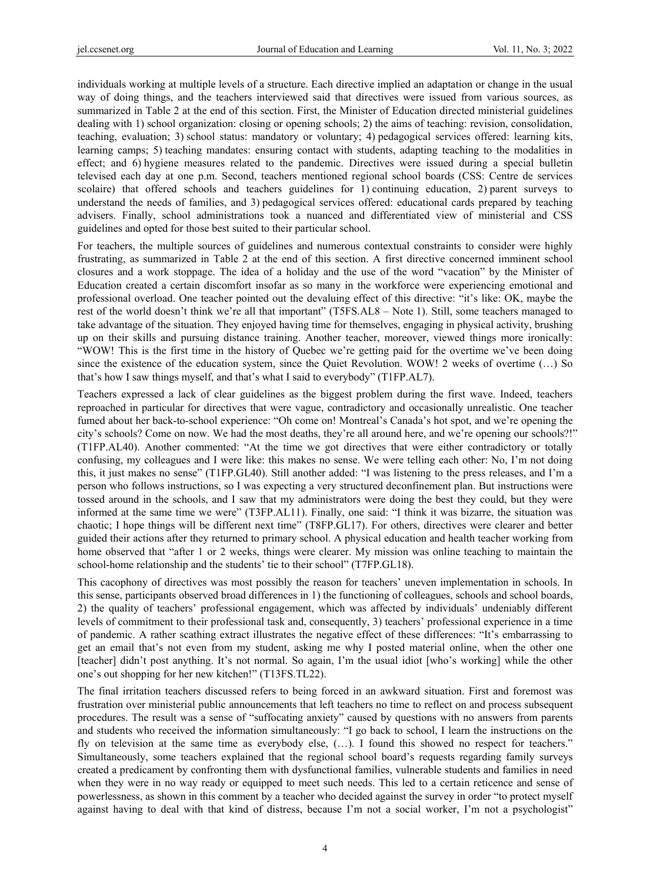individuals working at multiple levels of a structure. Each directive implied an adaptation or change in the usual way of doing things, and the teachers interviewed said that directives were issued from various sources, as summarized in Table 2 at the end of this section. First, the Minister of Education directed ministerial guidelines dealing with 1) school organization: closing or opening schools; 2) the aims of teaching: revision, consolidation, teaching, evaluation; 3) school status: mandatory or voluntary; 4) pedagogical services offered: learning kits, learning camps; 5) teaching mandates: ensuring contact with students, adapting teaching to the modalities in effect; and 6) hygiene measures related to the pandemic. Directives were issued during a special bulletin televised each day at one p.m. Second, teachers mentioned regional school boards (CSS: Centre de services scolaire) that offered schools and teachers guidelines for 1) continuing education, 2) parent surveys to understand the needs of families, and 3) pedagogical services offered: educational cards prepared by teaching advisers. Finally, school administrations took a nuanced and differentiated view of ministerial and CSS guidelines and opted for those best suited to their particular school.

For teachers, the multiple sources of guidelines and numerous contextual constraints to consider were highly frustrating, as summarized in Table 2 at the end of this section. A first directive concerned imminent school closures and a work stoppage. The idea of a holiday and the use of the word "vacation" by the Minister of Education created a certain discomfort insofar as so many in the workforce were experiencing emotional and professional overload. One teacher pointed out the devaluing effect of this directive: "it's like: OK, maybe the rest of the world doesn't think we're all that important" (T5FS.AL8 – Note 1). Still, some teachers managed to take advantage of the situation. They enjoyed having time for themselves, engaging in physical activity, brushing up on their skills and pursuing distance training. Another teacher, moreover, viewed things more ironically: "WOW! This is the first time in the history of Quebec we're getting paid for the overtime we've been doing since the existence of the education system, since the Quiet Revolution. WOW! 2 weeks of overtime (…) So that's how I saw things myself, and that's what I said to everybody" (T1FP.AL7).

Teachers expressed a lack of clear guidelines as the biggest problem during the first wave. Indeed, teachers reproached in particular for directives that were vague, contradictory and occasionally unrealistic. One teacher fumed about her back-to-school experience: "Oh come on! Montreal's Canada's hot spot, and we're opening the city's schools? Come on now. We had the most deaths, they're all around here, and we're opening our schools?!" (T1FP.AL40). Another commented: "At the time we got directives that were either contradictory or totally confusing, my colleagues and I were like: this makes no sense. We were telling each other: No, I'm not doing this, it just makes no sense" (T1FP.GL40). Still another added: "I was listening to the press releases, and I'm a person who follows instructions, so I was expecting a very structured deconfinement plan. But instructions were tossed around in the schools, and I saw that my administrators were doing the best they could, but they were informed at the same time we were" (T3FP.AL11). Finally, one said: "I think it was bizarre, the situation was chaotic; I hope things will be different next time" (T8FP.GL17). For others, directives were clearer and better guided their actions after they returned to primary school. A physical education and health teacher working from home observed that "after 1 or 2 weeks, things were clearer. My mission was online teaching to maintain the school-home relationship and the students' tie to their school" (T7FP.GL18).

This cacophony of directives was most possibly the reason for teachers' uneven implementation in schools. In this sense, participants observed broad differences in 1) the functioning of colleagues, schools and school boards, 2) the quality of teachers' professional engagement, which was affected by individuals' undeniably different levels of commitment to their professional task and, consequently, 3) teachers' professional experience in a time of pandemic. A rather scathing extract illustrates the negative effect of these differences: "It's embarrassing to get an email that's not even from my student, asking me why I posted material online, when the other one [teacher] didn't post anything. It's not normal. So again, I'm the usual idiot [who's working] while the other one's out shopping for her new kitchen!" (T13FS.TL22).

The final irritation teachers discussed refers to being forced in an awkward situation. First and foremost was frustration over ministerial public announcements that left teachers no time to reflect on and process subsequent procedures. The result was a sense of "suffocating anxiety" caused by questions with no answers from parents and students who received the information simultaneously: "I go back to school, I learn the instructions on the fly on television at the same time as everybody else, (…). I found this showed no respect for teachers." Simultaneously, some teachers explained that the regional school board's requests regarding family surveys created a predicament by confronting them with dysfunctional families, vulnerable students and families in need when they were in no way ready or equipped to meet such needs. This led to a certain reticence and sense of powerlessness, as shown in this comment by a teacher who decided against the survey in order "to protect myself against having to deal with that kind of distress, because I'm not a social worker, I'm not a psychologist"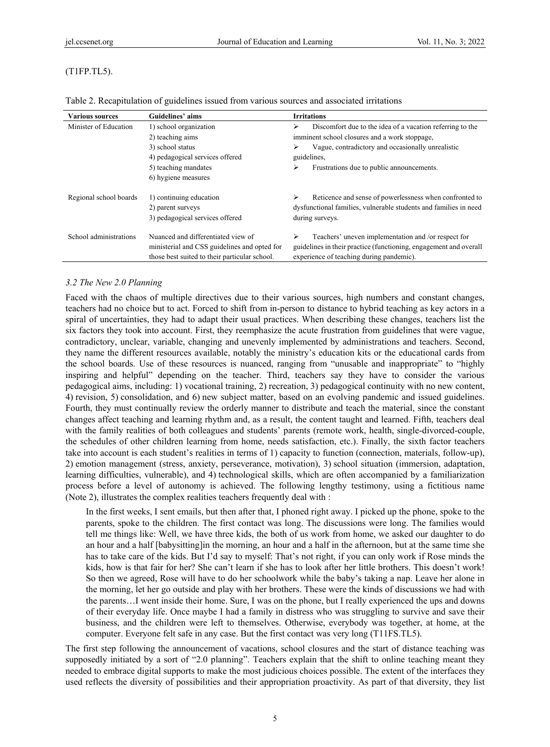(T1FP.TL5).

Table 2. Recapitulation of guidelines issued from various sources and associated irritations

| Various sources | Guidelines' aims | Irritations |
|---|---|---|
| Minister of Education | 1) school organization<br>2) teaching aims<br>3) school status<br>4) pedagogical services offered<br>5) teaching mandates<br>6) hygiene measures | ➢ Discomfort due to the idea of a vacation referring to the imminent school closures and a work stoppage,<br>➢ Vague, contradictory and occasionally unrealistic guidelines,<br>➢ Frustrations due to public announcements. |
| Regional school boards | 1) continuing education<br>2) parent surveys<br>3) pedagogical services offered | ➢ Reticence and sense of powerlessness when confronted to dysfunctional families, vulnerable students and families in need during surveys. |
| School administrations | Nuanced and differentiated view of ministerial and CSS guidelines and opted for those best suited to their particular school. | ➢ Teachers' uneven implementation and /or respect for guidelines in their practice (functioning, engagement and overall experience of teaching during pandemic). |

### *3.2 The New 2.0 Planning*

Faced with the chaos of multiple directives due to their various sources, high numbers and constant changes, teachers had no choice but to act. Forced to shift from in-person to distance to hybrid teaching as key actors in a spiral of uncertainties, they had to adapt their usual practices. When describing these changes, teachers list the six factors they took into account. First, they reemphasize the acute frustration from guidelines that were vague, contradictory, unclear, variable, changing and unevenly implemented by administrations and teachers. Second, they name the different resources available, notably the ministry's education kits or the educational cards from the school boards. Use of these resources is nuanced, ranging from "unusable and inappropriate" to "highly inspiring and helpful" depending on the teacher. Third, teachers say they have to consider the various pedagogical aims, including: 1) vocational training, 2) recreation, 3) pedagogical continuity with no new content, 4) revision, 5) consolidation, and 6) new subject matter, based on an evolving pandemic and issued guidelines. Fourth, they must continually review the orderly manner to distribute and teach the material, since the constant changes affect teaching and learning rhythm and, as a result, the content taught and learned. Fifth, teachers deal with the family realities of both colleagues and students' parents (remote work, health, single-divorced-couple, the schedules of other children learning from home, needs satisfaction, etc.). Finally, the sixth factor teachers take into account is each student's realities in terms of 1) capacity to function (connection, materials, follow-up), 2) emotion management (stress, anxiety, perseverance, motivation), 3) school situation (immersion, adaptation, learning difficulties, vulnerable), and 4) technological skills, which are often accompanied by a familiarization process before a level of autonomy is achieved. The following lengthy testimony, using a fictitious name (Note 2), illustrates the complex realities teachers frequently deal with :

> In the first weeks, I sent emails, but then after that, I phoned right away. I picked up the phone, spoke to the parents, spoke to the children. The first contact was long. The discussions were long. The families would tell me things like: Well, we have three kids, the both of us work from home, we asked our daughter to do an hour and a half [babysitting]in the morning, an hour and a half in the afternoon, but at the same time she has to take care of the kids. But I'd say to myself: That's not right, if you can only work if Rose minds the kids, how is that fair for her? She can't learn if she has to look after her little brothers. This doesn't work! So then we agreed, Rose will have to do her schoolwork while the baby's taking a nap. Leave her alone in the morning, let her go outside and play with her brothers. These were the kinds of discussions we had with the parents…I went inside their home. Sure, I was on the phone, but I really experienced the ups and downs of their everyday life. Once maybe I had a family in distress who was struggling to survive and save their business, and the children were left to themselves. Otherwise, everybody was together, at home, at the computer. Everyone felt safe in any case. But the first contact was very long (T11FS.TL5).

The first step following the announcement of vacations, school closures and the start of distance teaching was supposedly initiated by a sort of "2.0 planning". Teachers explain that the shift to online teaching meant they needed to embrace digital supports to make the most judicious choices possible. The extent of the interfaces they used reflects the diversity of possibilities and their appropriation proactivity. As part of that diversity, they list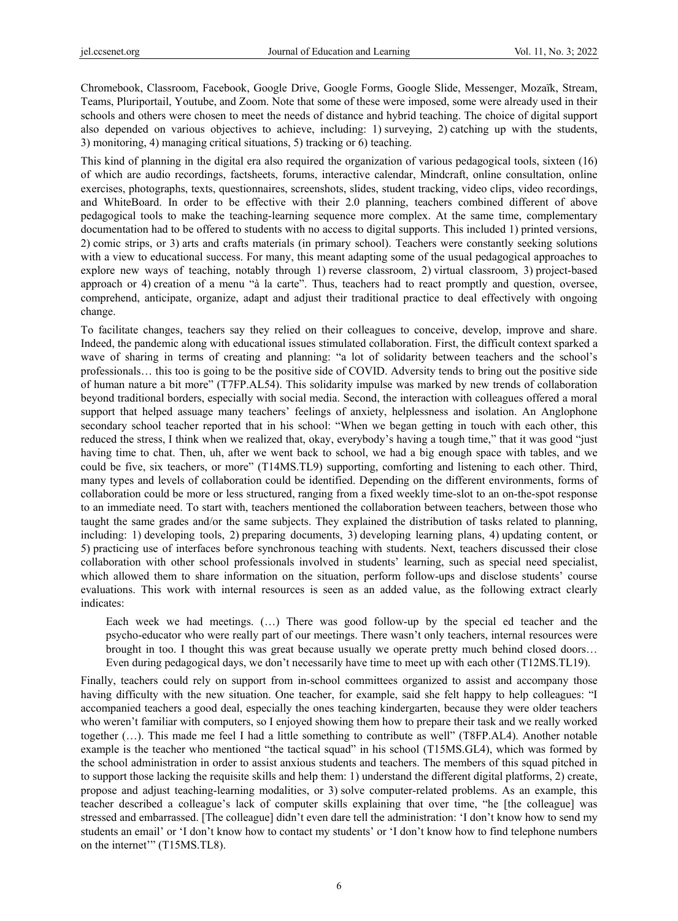Chromebook, Classroom, Facebook, Google Drive, Google Forms, Google Slide, Messenger, Mozaïk, Stream, Teams, Pluriportail, Youtube, and Zoom. Note that some of these were imposed, some were already used in their schools and others were chosen to meet the needs of distance and hybrid teaching. The choice of digital support also depended on various objectives to achieve, including: 1) surveying, 2) catching up with the students, 3) monitoring, 4) managing critical situations, 5) tracking or 6) teaching.

This kind of planning in the digital era also required the organization of various pedagogical tools, sixteen (16) of which are audio recordings, factsheets, forums, interactive calendar, Mindcraft, online consultation, online exercises, photographs, texts, questionnaires, screenshots, slides, student tracking, video clips, video recordings, and WhiteBoard. In order to be effective with their 2.0 planning, teachers combined different of above pedagogical tools to make the teaching-learning sequence more complex. At the same time, complementary documentation had to be offered to students with no access to digital supports. This included 1) printed versions, 2) comic strips, or 3) arts and crafts materials (in primary school). Teachers were constantly seeking solutions with a view to educational success. For many, this meant adapting some of the usual pedagogical approaches to explore new ways of teaching, notably through 1) reverse classroom, 2) virtual classroom, 3) project-based approach or 4) creation of a menu "à la carte". Thus, teachers had to react promptly and question, oversee, comprehend, anticipate, organize, adapt and adjust their traditional practice to deal effectively with ongoing change.

To facilitate changes, teachers say they relied on their colleagues to conceive, develop, improve and share. Indeed, the pandemic along with educational issues stimulated collaboration. First, the difficult context sparked a wave of sharing in terms of creating and planning: "a lot of solidarity between teachers and the school's professionals… this too is going to be the positive side of COVID. Adversity tends to bring out the positive side of human nature a bit more" (T7FP.AL54). This solidarity impulse was marked by new trends of collaboration beyond traditional borders, especially with social media. Second, the interaction with colleagues offered a moral support that helped assuage many teachers' feelings of anxiety, helplessness and isolation. An Anglophone secondary school teacher reported that in his school: "When we began getting in touch with each other, this reduced the stress, I think when we realized that, okay, everybody's having a tough time," that it was good "just having time to chat. Then, uh, after we went back to school, we had a big enough space with tables, and we could be five, six teachers, or more" (T14MS.TL9) supporting, comforting and listening to each other. Third, many types and levels of collaboration could be identified. Depending on the different environments, forms of collaboration could be more or less structured, ranging from a fixed weekly time-slot to an on-the-spot response to an immediate need. To start with, teachers mentioned the collaboration between teachers, between those who taught the same grades and/or the same subjects. They explained the distribution of tasks related to planning, including: 1) developing tools, 2) preparing documents, 3) developing learning plans, 4) updating content, or 5) practicing use of interfaces before synchronous teaching with students. Next, teachers discussed their close collaboration with other school professionals involved in students' learning, such as special need specialist, which allowed them to share information on the situation, perform follow-ups and disclose students' course evaluations. This work with internal resources is seen as an added value, as the following extract clearly indicates:

> Each week we had meetings. (…) There was good follow-up by the special ed teacher and the psycho-educator who were really part of our meetings. There wasn't only teachers, internal resources were brought in too. I thought this was great because usually we operate pretty much behind closed doors… Even during pedagogical days, we don't necessarily have time to meet up with each other (T12MS.TL19).

Finally, teachers could rely on support from in-school committees organized to assist and accompany those having difficulty with the new situation. One teacher, for example, said she felt happy to help colleagues: "I accompanied teachers a good deal, especially the ones teaching kindergarten, because they were older teachers who weren't familiar with computers, so I enjoyed showing them how to prepare their task and we really worked together (…). This made me feel I had a little something to contribute as well" (T8FP.AL4). Another notable example is the teacher who mentioned "the tactical squad" in his school (T15MS.GL4), which was formed by the school administration in order to assist anxious students and teachers. The members of this squad pitched in to support those lacking the requisite skills and help them: 1) understand the different digital platforms, 2) create, propose and adjust teaching-learning modalities, or 3) solve computer-related problems. As an example, this teacher described a colleague's lack of computer skills explaining that over time, "he [the colleague] was stressed and embarrassed. [The colleague] didn't even dare tell the administration: 'I don't know how to send my students an email' or 'I don't know how to contact my students' or 'I don't know how to find telephone numbers on the internet'" (T15MS.TL8).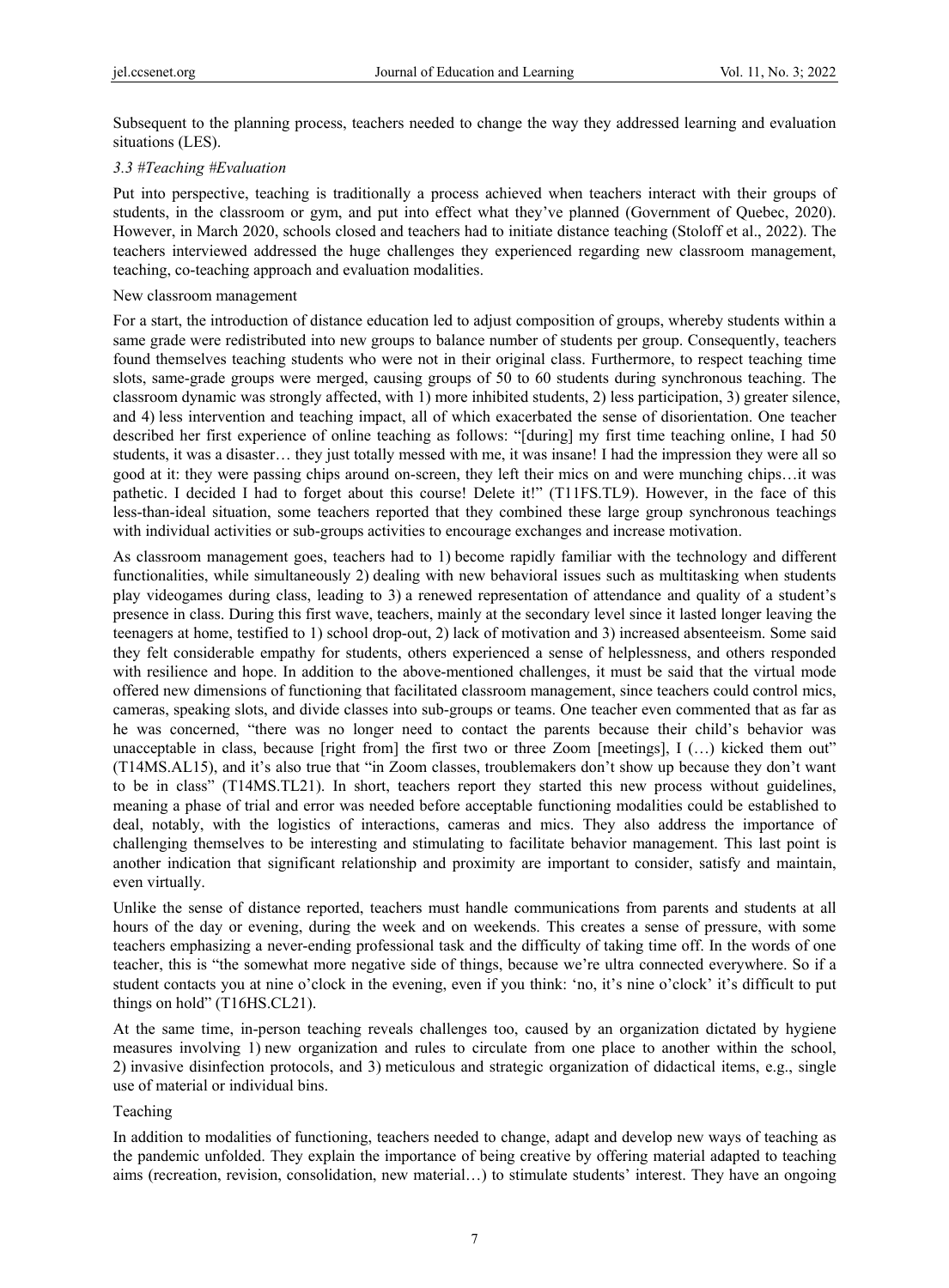Subsequent to the planning process, teachers needed to change the way they addressed learning and evaluation situations (LES).

### *3.3 #Teaching #Evaluation*

Put into perspective, teaching is traditionally a process achieved when teachers interact with their groups of students, in the classroom or gym, and put into effect what they've planned (Government of Quebec, 2020). However, in March 2020, schools closed and teachers had to initiate distance teaching (Stoloff et al., 2022). The teachers interviewed addressed the huge challenges they experienced regarding new classroom management, teaching, co-teaching approach and evaluation modalities.

New classroom management

For a start, the introduction of distance education led to adjust composition of groups, whereby students within a same grade were redistributed into new groups to balance number of students per group. Consequently, teachers found themselves teaching students who were not in their original class. Furthermore, to respect teaching time slots, same-grade groups were merged, causing groups of 50 to 60 students during synchronous teaching. The classroom dynamic was strongly affected, with 1) more inhibited students, 2) less participation, 3) greater silence, and 4) less intervention and teaching impact, all of which exacerbated the sense of disorientation. One teacher described her first experience of online teaching as follows: "[during] my first time teaching online, I had 50 students, it was a disaster… they just totally messed with me, it was insane! I had the impression they were all so good at it: they were passing chips around on-screen, they left their mics on and were munching chips…it was pathetic. I decided I had to forget about this course! Delete it!" (T11FS.TL9). However, in the face of this less-than-ideal situation, some teachers reported that they combined these large group synchronous teachings with individual activities or sub-groups activities to encourage exchanges and increase motivation.

As classroom management goes, teachers had to 1) become rapidly familiar with the technology and different functionalities, while simultaneously 2) dealing with new behavioral issues such as multitasking when students play videogames during class, leading to 3) a renewed representation of attendance and quality of a student's presence in class. During this first wave, teachers, mainly at the secondary level since it lasted longer leaving the teenagers at home, testified to 1) school drop-out, 2) lack of motivation and 3) increased absenteeism. Some said they felt considerable empathy for students, others experienced a sense of helplessness, and others responded with resilience and hope. In addition to the above-mentioned challenges, it must be said that the virtual mode offered new dimensions of functioning that facilitated classroom management, since teachers could control mics, cameras, speaking slots, and divide classes into sub-groups or teams. One teacher even commented that as far as he was concerned, "there was no longer need to contact the parents because their child's behavior was unacceptable in class, because [right from] the first two or three Zoom [meetings], I (…) kicked them out" (T14MS.AL15), and it's also true that "in Zoom classes, troublemakers don't show up because they don't want to be in class" (T14MS.TL21). In short, teachers report they started this new process without guidelines, meaning a phase of trial and error was needed before acceptable functioning modalities could be established to deal, notably, with the logistics of interactions, cameras and mics. They also address the importance of challenging themselves to be interesting and stimulating to facilitate behavior management. This last point is another indication that significant relationship and proximity are important to consider, satisfy and maintain, even virtually.

Unlike the sense of distance reported, teachers must handle communications from parents and students at all hours of the day or evening, during the week and on weekends. This creates a sense of pressure, with some teachers emphasizing a never-ending professional task and the difficulty of taking time off. In the words of one teacher, this is "the somewhat more negative side of things, because we're ultra connected everywhere. So if a student contacts you at nine o'clock in the evening, even if you think: 'no, it's nine o'clock' it's difficult to put things on hold" (T16HS.CL21).

At the same time, in-person teaching reveals challenges too, caused by an organization dictated by hygiene measures involving 1) new organization and rules to circulate from one place to another within the school, 2) invasive disinfection protocols, and 3) meticulous and strategic organization of didactical items, e.g., single use of material or individual bins.

Teaching

In addition to modalities of functioning, teachers needed to change, adapt and develop new ways of teaching as the pandemic unfolded. They explain the importance of being creative by offering material adapted to teaching aims (recreation, revision, consolidation, new material…) to stimulate students' interest. They have an ongoing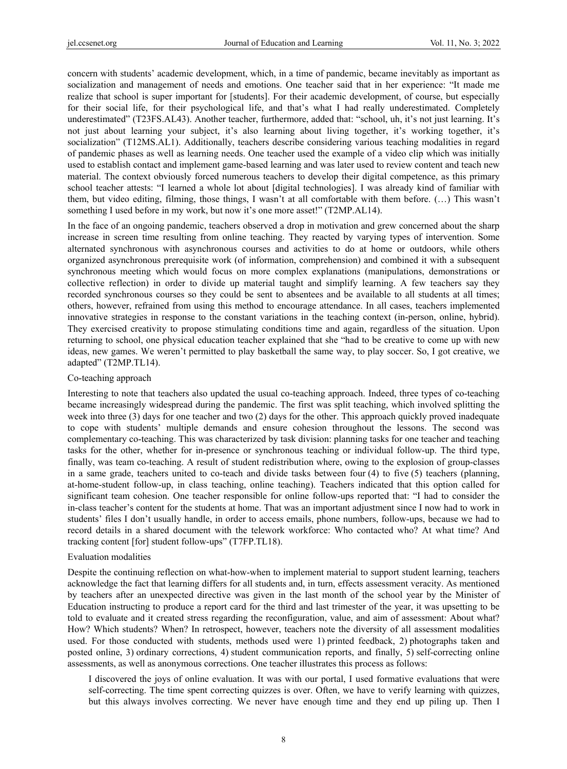concern with students' academic development, which, in a time of pandemic, became inevitably as important as socialization and management of needs and emotions. One teacher said that in her experience: "It made me realize that school is super important for [students]. For their academic development, of course, but especially for their social life, for their psychological life, and that's what I had really underestimated. Completely underestimated" (T23FS.AL43). Another teacher, furthermore, added that: "school, uh, it's not just learning. It's not just about learning your subject, it's also learning about living together, it's working together, it's socialization" (T12MS.AL1). Additionally, teachers describe considering various teaching modalities in regard of pandemic phases as well as learning needs. One teacher used the example of a video clip which was initially used to establish contact and implement game-based learning and was later used to review content and teach new material. The context obviously forced numerous teachers to develop their digital competence, as this primary school teacher attests: "I learned a whole lot about [digital technologies]. I was already kind of familiar with them, but video editing, filming, those things, I wasn't at all comfortable with them before. (…) This wasn't something I used before in my work, but now it's one more asset!" (T2MP.AL14).

In the face of an ongoing pandemic, teachers observed a drop in motivation and grew concerned about the sharp increase in screen time resulting from online teaching. They reacted by varying types of intervention. Some alternated synchronous with asynchronous courses and activities to do at home or outdoors, while others organized asynchronous prerequisite work (of information, comprehension) and combined it with a subsequent synchronous meeting which would focus on more complex explanations (manipulations, demonstrations or collective reflection) in order to divide up material taught and simplify learning. A few teachers say they recorded synchronous courses so they could be sent to absentees and be available to all students at all times; others, however, refrained from using this method to encourage attendance. In all cases, teachers implemented innovative strategies in response to the constant variations in the teaching context (in-person, online, hybrid). They exercised creativity to propose stimulating conditions time and again, regardless of the situation. Upon returning to school, one physical education teacher explained that she "had to be creative to come up with new ideas, new games. We weren't permitted to play basketball the same way, to play soccer. So, I got creative, we adapted" (T2MP.TL14).

#### Co-teaching approach

Interesting to note that teachers also updated the usual co-teaching approach. Indeed, three types of co-teaching became increasingly widespread during the pandemic. The first was split teaching, which involved splitting the week into three (3) days for one teacher and two (2) days for the other. This approach quickly proved inadequate to cope with students' multiple demands and ensure cohesion throughout the lessons. The second was complementary co-teaching. This was characterized by task division: planning tasks for one teacher and teaching tasks for the other, whether for in-presence or synchronous teaching or individual follow-up. The third type, finally, was team co-teaching. A result of student redistribution where, owing to the explosion of group-classes in a same grade, teachers united to co-teach and divide tasks between four (4) to five (5) teachers (planning, at-home-student follow-up, in class teaching, online teaching). Teachers indicated that this option called for significant team cohesion. One teacher responsible for online follow-ups reported that: "I had to consider the in-class teacher's content for the students at home. That was an important adjustment since I now had to work in students' files I don't usually handle, in order to access emails, phone numbers, follow-ups, because we had to record details in a shared document with the telework workforce: Who contacted who? At what time? And tracking content [for] student follow-ups" (T7FP.TL18).

#### Evaluation modalities

Despite the continuing reflection on what-how-when to implement material to support student learning, teachers acknowledge the fact that learning differs for all students and, in turn, effects assessment veracity. As mentioned by teachers after an unexpected directive was given in the last month of the school year by the Minister of Education instructing to produce a report card for the third and last trimester of the year, it was upsetting to be told to evaluate and it created stress regarding the reconfiguration, value, and aim of assessment: About what? How? Which students? When? In retrospect, however, teachers note the diversity of all assessment modalities used. For those conducted with students, methods used were 1) printed feedback, 2) photographs taken and posted online, 3) ordinary corrections, 4) student communication reports, and finally, 5) self-correcting online assessments, as well as anonymous corrections. One teacher illustrates this process as follows:

> I discovered the joys of online evaluation. It was with our portal, I used formative evaluations that were self-correcting. The time spent correcting quizzes is over. Often, we have to verify learning with quizzes, but this always involves correcting. We never have enough time and they end up piling up. Then I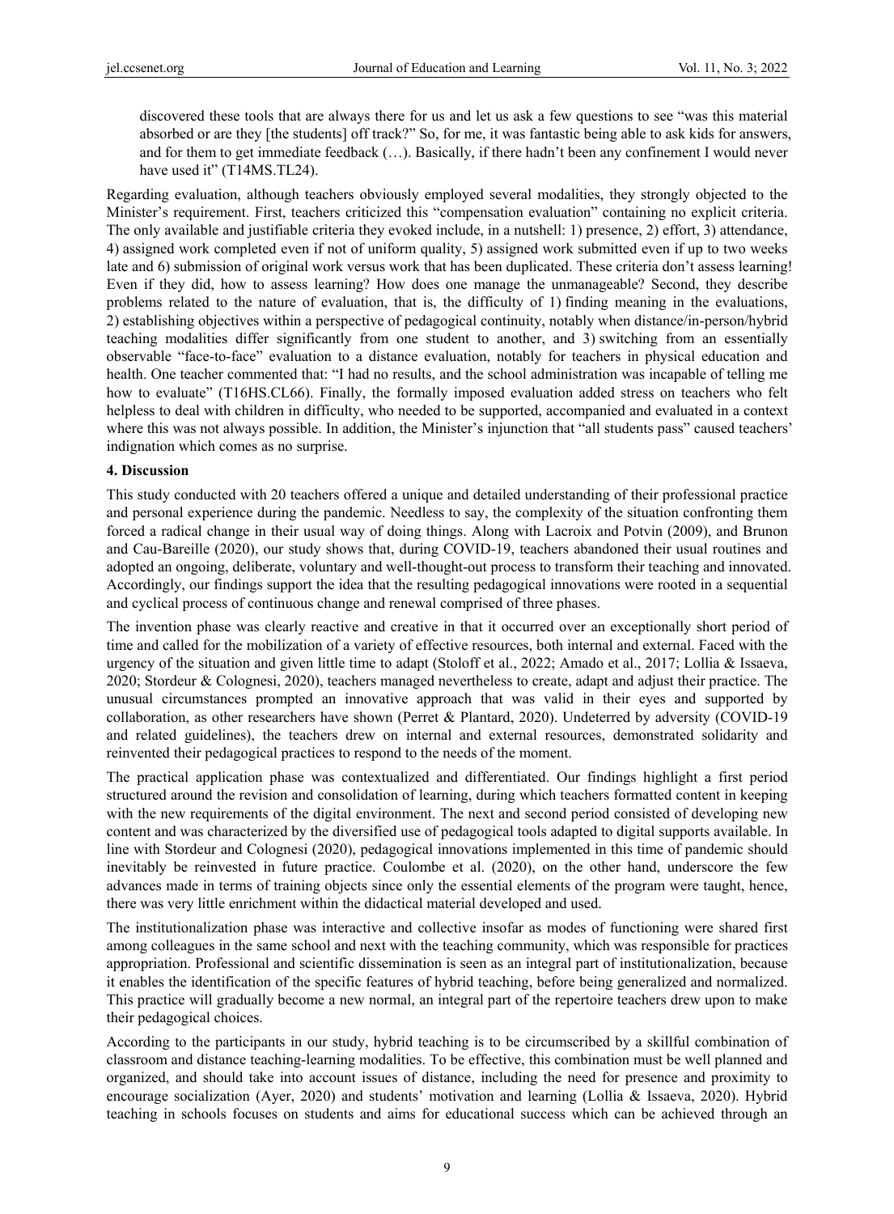> discovered these tools that are always there for us and let us ask a few questions to see "was this material absorbed or are they [the students] off track?" So, for me, it was fantastic being able to ask kids for answers, and for them to get immediate feedback (…). Basically, if there hadn't been any confinement I would never have used it" (T14MS.TL24).

Regarding evaluation, although teachers obviously employed several modalities, they strongly objected to the Minister's requirement. First, teachers criticized this "compensation evaluation" containing no explicit criteria. The only available and justifiable criteria they evoked include, in a nutshell: 1) presence, 2) effort, 3) attendance, 4) assigned work completed even if not of uniform quality, 5) assigned work submitted even if up to two weeks late and 6) submission of original work versus work that has been duplicated. These criteria don't assess learning! Even if they did, how to assess learning? How does one manage the unmanageable? Second, they describe problems related to the nature of evaluation, that is, the difficulty of 1) finding meaning in the evaluations, 2) establishing objectives within a perspective of pedagogical continuity, notably when distance/in-person/hybrid teaching modalities differ significantly from one student to another, and 3) switching from an essentially observable "face-to-face" evaluation to a distance evaluation, notably for teachers in physical education and health. One teacher commented that: "I had no results, and the school administration was incapable of telling me how to evaluate" (T16HS.CL66). Finally, the formally imposed evaluation added stress on teachers who felt helpless to deal with children in difficulty, who needed to be supported, accompanied and evaluated in a context where this was not always possible. In addition, the Minister's injunction that "all students pass" caused teachers' indignation which comes as no surprise.

## 4. Discussion

This study conducted with 20 teachers offered a unique and detailed understanding of their professional practice and personal experience during the pandemic. Needless to say, the complexity of the situation confronting them forced a radical change in their usual way of doing things. Along with Lacroix and Potvin (2009), and Brunon and Cau-Bareille (2020), our study shows that, during COVID-19, teachers abandoned their usual routines and adopted an ongoing, deliberate, voluntary and well-thought-out process to transform their teaching and innovated. Accordingly, our findings support the idea that the resulting pedagogical innovations were rooted in a sequential and cyclical process of continuous change and renewal comprised of three phases.

The invention phase was clearly reactive and creative in that it occurred over an exceptionally short period of time and called for the mobilization of a variety of effective resources, both internal and external. Faced with the urgency of the situation and given little time to adapt (Stoloff et al., 2022; Amado et al., 2017; Lollia & Issaeva, 2020; Stordeur & Colognesi, 2020), teachers managed nevertheless to create, adapt and adjust their practice. The unusual circumstances prompted an innovative approach that was valid in their eyes and supported by collaboration, as other researchers have shown (Perret & Plantard, 2020). Undeterred by adversity (COVID-19 and related guidelines), the teachers drew on internal and external resources, demonstrated solidarity and reinvented their pedagogical practices to respond to the needs of the moment.

The practical application phase was contextualized and differentiated. Our findings highlight a first period structured around the revision and consolidation of learning, during which teachers formatted content in keeping with the new requirements of the digital environment. The next and second period consisted of developing new content and was characterized by the diversified use of pedagogical tools adapted to digital supports available. In line with Stordeur and Colognesi (2020), pedagogical innovations implemented in this time of pandemic should inevitably be reinvested in future practice. Coulombe et al. (2020), on the other hand, underscore the few advances made in terms of training objects since only the essential elements of the program were taught, hence, there was very little enrichment within the didactical material developed and used.

The institutionalization phase was interactive and collective insofar as modes of functioning were shared first among colleagues in the same school and next with the teaching community, which was responsible for practices appropriation. Professional and scientific dissemination is seen as an integral part of institutionalization, because it enables the identification of the specific features of hybrid teaching, before being generalized and normalized. This practice will gradually become a new normal, an integral part of the repertoire teachers drew upon to make their pedagogical choices.

According to the participants in our study, hybrid teaching is to be circumscribed by a skillful combination of classroom and distance teaching-learning modalities. To be effective, this combination must be well planned and organized, and should take into account issues of distance, including the need for presence and proximity to encourage socialization (Ayer, 2020) and students' motivation and learning (Lollia & Issaeva, 2020). Hybrid teaching in schools focuses on students and aims for educational success which can be achieved through an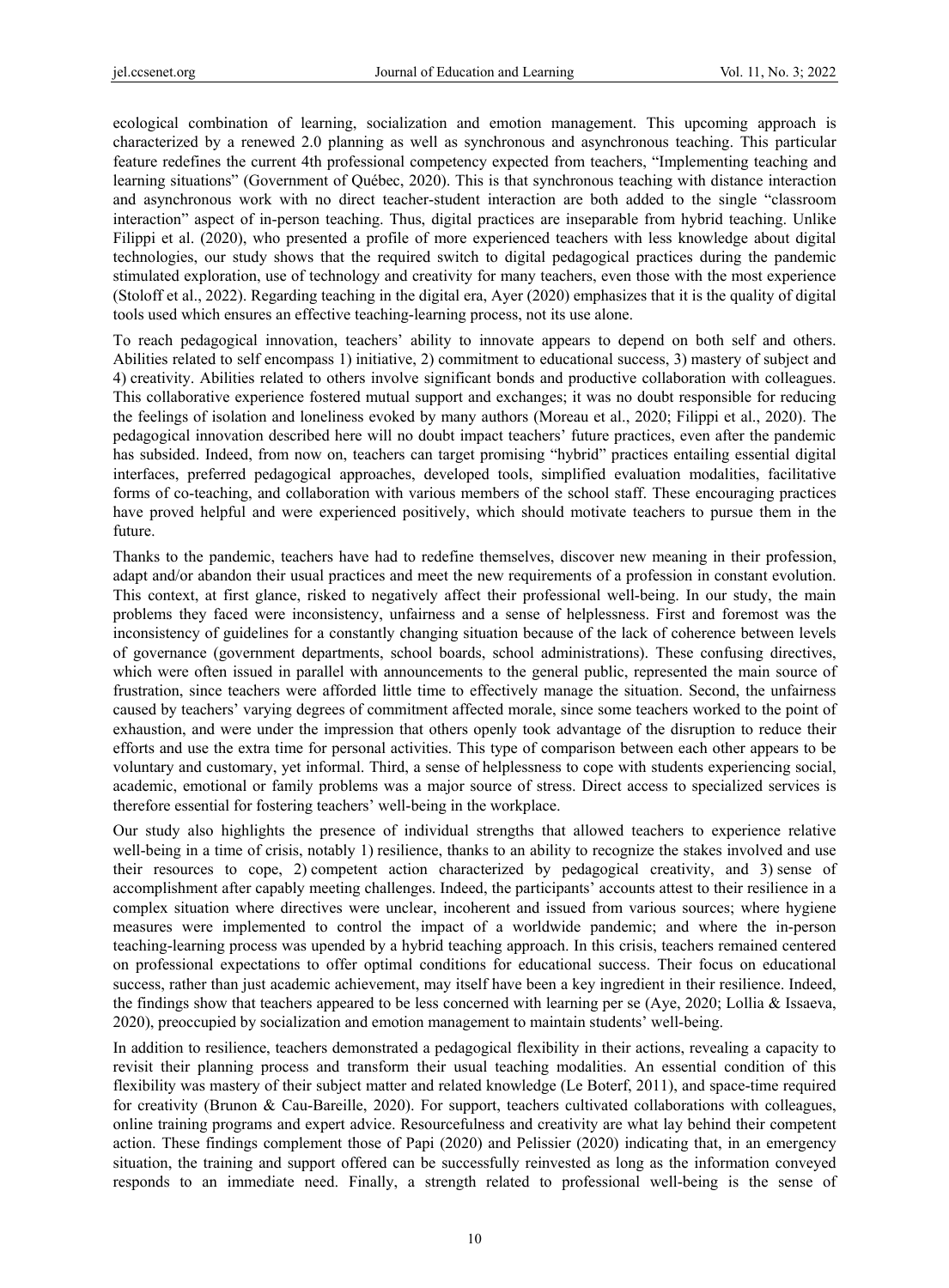ecological combination of learning, socialization and emotion management. This upcoming approach is characterized by a renewed 2.0 planning as well as synchronous and asynchronous teaching. This particular feature redefines the current 4th professional competency expected from teachers, "Implementing teaching and learning situations" (Government of Québec, 2020). This is that synchronous teaching with distance interaction and asynchronous work with no direct teacher-student interaction are both added to the single "classroom interaction" aspect of in-person teaching. Thus, digital practices are inseparable from hybrid teaching. Unlike Filippi et al. (2020), who presented a profile of more experienced teachers with less knowledge about digital technologies, our study shows that the required switch to digital pedagogical practices during the pandemic stimulated exploration, use of technology and creativity for many teachers, even those with the most experience (Stoloff et al., 2022). Regarding teaching in the digital era, Ayer (2020) emphasizes that it is the quality of digital tools used which ensures an effective teaching-learning process, not its use alone.

To reach pedagogical innovation, teachers' ability to innovate appears to depend on both self and others. Abilities related to self encompass 1) initiative, 2) commitment to educational success, 3) mastery of subject and 4) creativity. Abilities related to others involve significant bonds and productive collaboration with colleagues. This collaborative experience fostered mutual support and exchanges; it was no doubt responsible for reducing the feelings of isolation and loneliness evoked by many authors (Moreau et al., 2020; Filippi et al., 2020). The pedagogical innovation described here will no doubt impact teachers' future practices, even after the pandemic has subsided. Indeed, from now on, teachers can target promising "hybrid" practices entailing essential digital interfaces, preferred pedagogical approaches, developed tools, simplified evaluation modalities, facilitative forms of co-teaching, and collaboration with various members of the school staff. These encouraging practices have proved helpful and were experienced positively, which should motivate teachers to pursue them in the future.

Thanks to the pandemic, teachers have had to redefine themselves, discover new meaning in their profession, adapt and/or abandon their usual practices and meet the new requirements of a profession in constant evolution. This context, at first glance, risked to negatively affect their professional well-being. In our study, the main problems they faced were inconsistency, unfairness and a sense of helplessness. First and foremost was the inconsistency of guidelines for a constantly changing situation because of the lack of coherence between levels of governance (government departments, school boards, school administrations). These confusing directives, which were often issued in parallel with announcements to the general public, represented the main source of frustration, since teachers were afforded little time to effectively manage the situation. Second, the unfairness caused by teachers' varying degrees of commitment affected morale, since some teachers worked to the point of exhaustion, and were under the impression that others openly took advantage of the disruption to reduce their efforts and use the extra time for personal activities. This type of comparison between each other appears to be voluntary and customary, yet informal. Third, a sense of helplessness to cope with students experiencing social, academic, emotional or family problems was a major source of stress. Direct access to specialized services is therefore essential for fostering teachers' well-being in the workplace.

Our study also highlights the presence of individual strengths that allowed teachers to experience relative well-being in a time of crisis, notably 1) resilience, thanks to an ability to recognize the stakes involved and use their resources to cope, 2) competent action characterized by pedagogical creativity, and 3) sense of accomplishment after capably meeting challenges. Indeed, the participants' accounts attest to their resilience in a complex situation where directives were unclear, incoherent and issued from various sources; where hygiene measures were implemented to control the impact of a worldwide pandemic; and where the in-person teaching-learning process was upended by a hybrid teaching approach. In this crisis, teachers remained centered on professional expectations to offer optimal conditions for educational success. Their focus on educational success, rather than just academic achievement, may itself have been a key ingredient in their resilience. Indeed, the findings show that teachers appeared to be less concerned with learning per se (Aye, 2020; Lollia & Issaeva, 2020), preoccupied by socialization and emotion management to maintain students' well-being.

In addition to resilience, teachers demonstrated a pedagogical flexibility in their actions, revealing a capacity to revisit their planning process and transform their usual teaching modalities. An essential condition of this flexibility was mastery of their subject matter and related knowledge (Le Boterf, 2011), and space-time required for creativity (Brunon & Cau-Bareille, 2020). For support, teachers cultivated collaborations with colleagues, online training programs and expert advice. Resourcefulness and creativity are what lay behind their competent action. These findings complement those of Papi (2020) and Pelissier (2020) indicating that, in an emergency situation, the training and support offered can be successfully reinvested as long as the information conveyed responds to an immediate need. Finally, a strength related to professional well-being is the sense of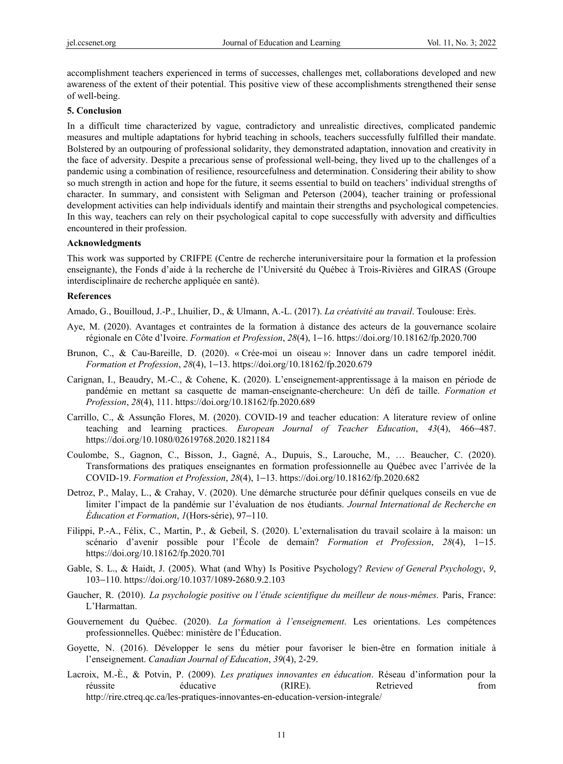accomplishment teachers experienced in terms of successes, challenges met, collaborations developed and new awareness of the extent of their potential. This positive view of these accomplishments strengthened their sense of well-being.

## 5. Conclusion

In a difficult time characterized by vague, contradictory and unrealistic directives, complicated pandemic measures and multiple adaptations for hybrid teaching in schools, teachers successfully fulfilled their mandate. Bolstered by an outpouring of professional solidarity, they demonstrated adaptation, innovation and creativity in the face of adversity. Despite a precarious sense of professional well-being, they lived up to the challenges of a pandemic using a combination of resilience, resourcefulness and determination. Considering their ability to show so much strength in action and hope for the future, it seems essential to build on teachers' individual strengths of character. In summary, and consistent with Seligman and Peterson (2004), teacher training or professional development activities can help individuals identify and maintain their strengths and psychological competencies. In this way, teachers can rely on their psychological capital to cope successfully with adversity and difficulties encountered in their profession.

## Acknowledgments

This work was supported by CRIFPE (Centre de recherche interuniversitaire pour la formation et la profession enseignante), the Fonds d'aide à la recherche de l'Université du Québec à Trois-Rivières and GIRAS (Groupe interdisciplinaire de recherche appliquée en santé).

## References

Amado, G., Bouilloud, J.-P., Lhuilier, D., & Ulmann, A.-L. (2017). *La créativité au travail*. Toulouse: Erès.

Aye, M. (2020). Avantages et contraintes de la formation à distance des acteurs de la gouvernance scolaire régionale en Côte d'Ivoire. *Formation et Profession*, *28*(4), 1–16. https://doi.org/10.18162/fp.2020.700

Brunon, C., & Cau-Bareille, D. (2020). « Crée-moi un oiseau »: Innover dans un cadre temporel inédit. *Formation et Profession*, *28*(4), 1–13. https://doi.org/10.18162/fp.2020.679

Carignan, I., Beaudry, M.-C., & Cohene, K. (2020). L'enseignement-apprentissage à la maison en période de pandémie en mettant sa casquette de maman-enseignante-chercheure: Un défi de taille. *Formation et Profession*, *28*(4), 111. https://doi.org/10.18162/fp.2020.689

Carrillo, C., & Assunção Flores, M. (2020). COVID-19 and teacher education: A literature review of online teaching and learning practices. *European Journal of Teacher Education*, *43*(4), 466–487. https://doi.org/10.1080/02619768.2020.1821184

Coulombe, S., Gagnon, C., Bisson, J., Gagné, A., Dupuis, S., Larouche, M., … Beaucher, C. (2020). Transformations des pratiques enseignantes en formation professionnelle au Québec avec l'arrivée de la COVID-19. *Formation et Profession*, *28*(4), 1–13. https://doi.org/10.18162/fp.2020.682

Detroz, P., Malay, L., & Crahay, V. (2020). Une démarche structurée pour définir quelques conseils en vue de limiter l'impact de la pandémie sur l'évaluation de nos étudiants. *Journal International de Recherche en Éducation et Formation*, *1*(Hors-série), 97–110.

Filippi, P.-A., Félix, C., Martin, P., & Gebeil, S. (2020). L'externalisation du travail scolaire à la maison: un scénario d'avenir possible pour l'École de demain? *Formation et Profession*, *28*(4), 1–15. https://doi.org/10.18162/fp.2020.701

Gable, S. L., & Haidt, J. (2005). What (and Why) Is Positive Psychology? *Review of General Psychology*, *9*, 103–110. https://doi.org/10.1037/1089-2680.9.2.103

Gaucher, R. (2010). *La psychologie positive ou l'étude scientifique du meilleur de nous-mêmes*. Paris, France: L'Harmattan.

Gouvernement du Québec. (2020). *La formation à l'enseignement*. Les orientations. Les compétences professionnelles. Québec: ministère de l'Éducation.

Goyette, N. (2016). Développer le sens du métier pour favoriser le bien-être en formation initiale à l'enseignement. *Canadian Journal of Education*, *39*(4), 2-29.

Lacroix, M.-È., & Potvin, P. (2009). *Les pratiques innovantes en éducation*. Réseau d'information pour la réussite éducative (RIRE). Retrieved from http://rire.ctreq.qc.ca/les-pratiques-innovantes-en-education-version-integrale/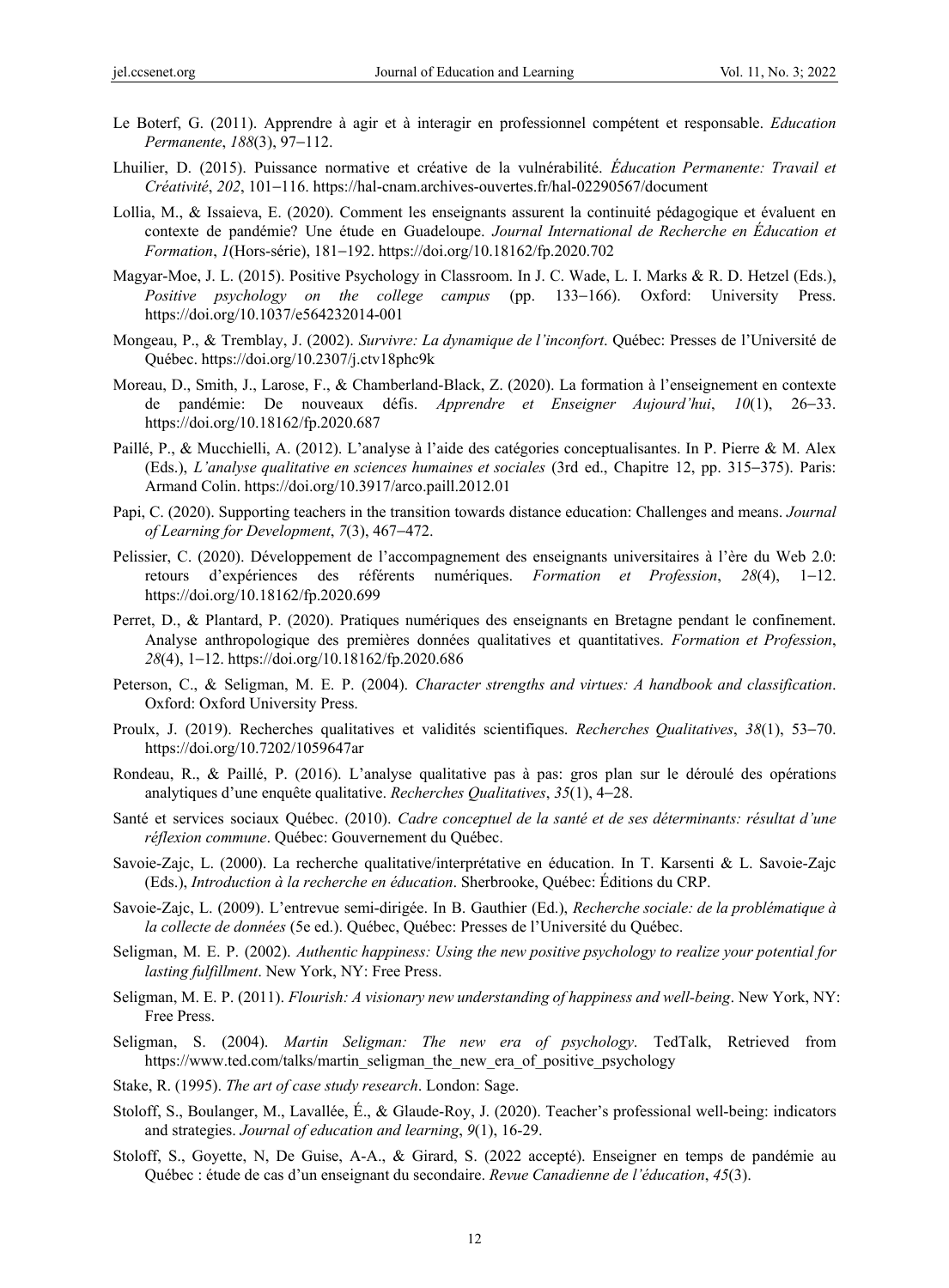Le Boterf, G. (2011). Apprendre à agir et à interagir en professionnel compétent et responsable. *Education Permanente*, *188*(3), 97–112.

Lhuilier, D. (2015). Puissance normative et créative de la vulnérabilité. *Éducation Permanente: Travail et Créativité*, *202*, 101–116. https://hal-cnam.archives-ouvertes.fr/hal-02290567/document

Lollia, M., & Issaieva, E. (2020). Comment les enseignants assurent la continuité pédagogique et évaluent en contexte de pandémie? Une étude en Guadeloupe. *Journal International de Recherche en Éducation et Formation*, *1*(Hors-série), 181–192. https://doi.org/10.18162/fp.2020.702

Magyar-Moe, J. L. (2015). Positive Psychology in Classroom. In J. C. Wade, L. I. Marks & R. D. Hetzel (Eds.), *Positive psychology on the college campus* (pp. 133–166). Oxford: University Press. https://doi.org/10.1037/e564232014-001

Mongeau, P., & Tremblay, J. (2002). *Survivre: La dynamique de l'inconfort*. Québec: Presses de l'Université de Québec. https://doi.org/10.2307/j.ctv18phc9k

Moreau, D., Smith, J., Larose, F., & Chamberland-Black, Z. (2020). La formation à l'enseignement en contexte de pandémie: De nouveaux défis. *Apprendre et Enseigner Aujourd'hui*, *10*(1), 26–33. https://doi.org/10.18162/fp.2020.687

Paillé, P., & Mucchielli, A. (2012). L'analyse à l'aide des catégories conceptualisantes. In P. Pierre & M. Alex (Eds.), *L'analyse qualitative en sciences humaines et sociales* (3rd ed., Chapitre 12, pp. 315–375). Paris: Armand Colin. https://doi.org/10.3917/arco.paill.2012.01

Papi, C. (2020). Supporting teachers in the transition towards distance education: Challenges and means. *Journal of Learning for Development*, *7*(3), 467–472.

Pelissier, C. (2020). Développement de l'accompagnement des enseignants universitaires à l'ère du Web 2.0: retours d'expériences des référents numériques. *Formation et Profession*, *28*(4), 1–12. https://doi.org/10.18162/fp.2020.699

Perret, D., & Plantard, P. (2020). Pratiques numériques des enseignants en Bretagne pendant le confinement. Analyse anthropologique des premières données qualitatives et quantitatives. *Formation et Profession*, *28*(4), 1–12. https://doi.org/10.18162/fp.2020.686

Peterson, C., & Seligman, M. E. P. (2004). *Character strengths and virtues: A handbook and classification*. Oxford: Oxford University Press.

Proulx, J. (2019). Recherches qualitatives et validités scientifiques. *Recherches Qualitatives*, *38*(1), 53–70. https://doi.org/10.7202/1059647ar

Rondeau, R., & Paillé, P. (2016). L'analyse qualitative pas à pas: gros plan sur le déroulé des opérations analytiques d'une enquête qualitative. *Recherches Qualitatives*, *35*(1), 4–28.

Santé et services sociaux Québec. (2010). *Cadre conceptuel de la santé et de ses déterminants: résultat d'une réflexion commune*. Québec: Gouvernement du Québec.

Savoie-Zajc, L. (2000). La recherche qualitative/interprétative en éducation. In T. Karsenti & L. Savoie-Zajc (Eds.), *Introduction à la recherche en éducation*. Sherbrooke, Québec: Éditions du CRP.

Savoie-Zajc, L. (2009). L'entrevue semi-dirigée. In B. Gauthier (Ed.), *Recherche sociale: de la problématique à la collecte de données* (5e ed.). Québec, Québec: Presses de l'Université du Québec.

Seligman, M. E. P. (2002). *Authentic happiness: Using the new positive psychology to realize your potential for lasting fulfillment*. New York, NY: Free Press.

Seligman, M. E. P. (2011). *Flourish: A visionary new understanding of happiness and well-being*. New York, NY: Free Press.

Seligman, S. (2004). *Martin Seligman: The new era of psychology*. TedTalk, Retrieved from https://www.ted.com/talks/martin_seligman_the_new_era_of_positive_psychology

Stake, R. (1995). *The art of case study research*. London: Sage.

Stoloff, S., Boulanger, M., Lavallée, É., & Glaude-Roy, J. (2020). Teacher's professional well-being: indicators and strategies. *Journal of education and learning*, *9*(1), 16-29.

Stoloff, S., Goyette, N, De Guise, A-A., & Girard, S. (2022 accepté). Enseigner en temps de pandémie au Québec : étude de cas d'un enseignant du secondaire. *Revue Canadienne de l'éducation*, *45*(3).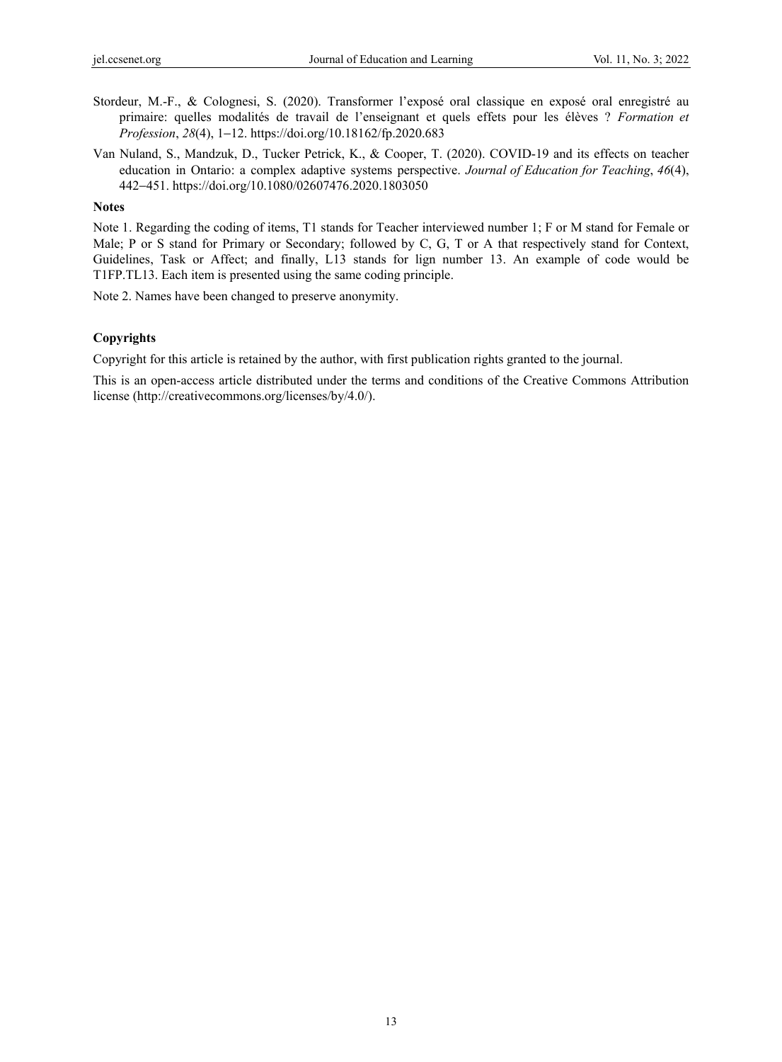Stordeur, M.-F., & Colognesi, S. (2020). Transformer l'exposé oral classique en exposé oral enregistré au primaire: quelles modalités de travail de l'enseignant et quels effets pour les élèves ? *Formation et Profession*, *28*(4), 1–12. https://doi.org/10.18162/fp.2020.683

Van Nuland, S., Mandzuk, D., Tucker Petrick, K., & Cooper, T. (2020). COVID-19 and its effects on teacher education in Ontario: a complex adaptive systems perspective. *Journal of Education for Teaching*, *46*(4), 442–451. https://doi.org/10.1080/02607476.2020.1803050

**Notes**

Note 1. Regarding the coding of items, T1 stands for Teacher interviewed number 1; F or M stand for Female or Male; P or S stand for Primary or Secondary; followed by C, G, T or A that respectively stand for Context, Guidelines, Task or Affect; and finally, L13 stands for lign number 13. An example of code would be T1FP.TL13. Each item is presented using the same coding principle.

Note 2. Names have been changed to preserve anonymity.

**Copyrights**

Copyright for this article is retained by the author, with first publication rights granted to the journal.

This is an open-access article distributed under the terms and conditions of the Creative Commons Attribution license (http://creativecommons.org/licenses/by/4.0/).